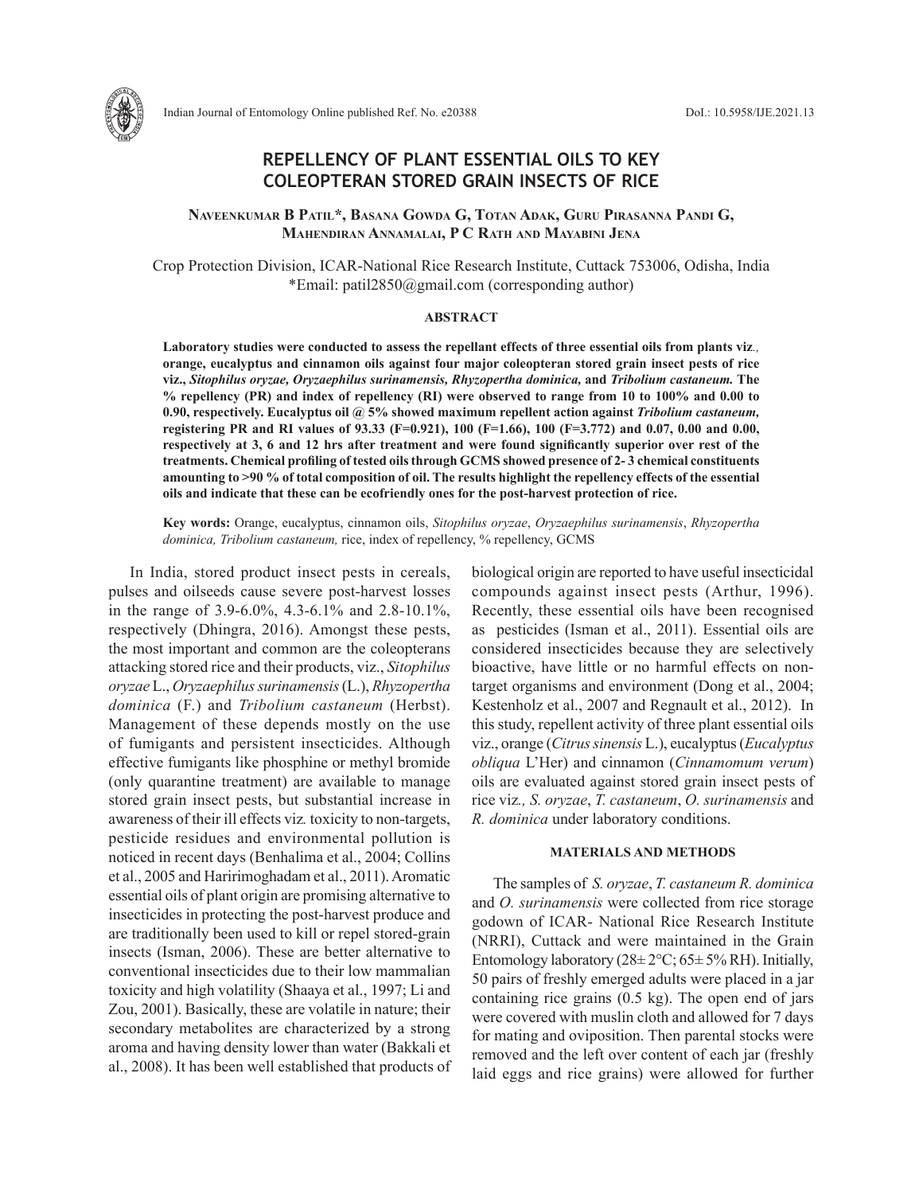# REPELLENCY OF PLANT ESSENTIAL OILS TO KEY COLEOPTERAN STORED GRAIN INSECTS OF RICE

**Naveenkumar B Patil\*, Basana Gowda G, Totan Adak, Guru Pirasanna Pandi G, Mahendiran Annamalai, P C Rath and Mayabini Jena**

Crop Protection Division, ICAR-National Rice Research Institute, Cuttack 753006, Odisha, India
\*Email: patil2850@gmail.com (corresponding author)

## ABSTRACT

**Laboratory studies were conducted to assess the repellant effects of three essential oils from plants viz*.,* orange, eucalyptus and cinnamon oils against four major coleopteran stored grain insect pests of rice viz., *Sitophilus oryzae, Oryzaephilus surinamensis, Rhyzopertha dominica,* and *Tribolium castaneum.* The % repellency (PR) and index of repellency (RI) were observed to range from 10 to 100% and 0.00 to 0.90, respectively. Eucalyptus oil @ 5% showed maximum repellent action against *Tribolium castaneum,* registering PR and RI values of 93.33 (F=0.921), 100 (F=1.66), 100 (F=3.772) and 0.07, 0.00 and 0.00, respectively at 3, 6 and 12 hrs after treatment and were found significantly superior over rest of the treatments. Chemical profiling of tested oils through GCMS showed presence of 2- 3 chemical constituents amounting to >90 % of total composition of oil. The results highlight the repellency effects of the essential oils and indicate that these can be ecofriendly ones for the post-harvest protection of rice.**

**Key words:** Orange, eucalyptus, cinnamon oils, *Sitophilus oryzae*, *Oryzaephilus surinamensis*, *Rhyzopertha dominica, Tribolium castaneum,* rice, index of repellency, % repellency, GCMS

In India, stored product insect pests in cereals, pulses and oilseeds cause severe post-harvest losses in the range of 3.9-6.0%, 4.3-6.1% and 2.8-10.1%, respectively (Dhingra, 2016). Amongst these pests, the most important and common are the coleopterans attacking stored rice and their products, viz., *Sitophilus oryzae* L., *Oryzaephilus surinamensis* (L.), *Rhyzopertha dominica* (F.) and *Tribolium castaneum* (Herbst). Management of these depends mostly on the use of fumigants and persistent insecticides. Although effective fumigants like phosphine or methyl bromide (only quarantine treatment) are available to manage stored grain insect pests, but substantial increase in awareness of their ill effects viz*.* toxicity to non-targets, pesticide residues and environmental pollution is noticed in recent days (Benhalima et al., 2004; Collins et al., 2005 and Haririmoghadam et al., 2011). Aromatic essential oils of plant origin are promising alternative to insecticides in protecting the post-harvest produce and are traditionally been used to kill or repel stored-grain insects (Isman, 2006). These are better alternative to conventional insecticides due to their low mammalian toxicity and high volatility (Shaaya et al., 1997; Li and Zou, 2001). Basically, these are volatile in nature; their secondary metabolites are characterized by a strong aroma and having density lower than water (Bakkali et al., 2008). It has been well established that products of biological origin are reported to have useful insecticidal compounds against insect pests (Arthur, 1996). Recently, these essential oils have been recognised as pesticides (Isman et al., 2011). Essential oils are considered insecticides because they are selectively bioactive, have little or no harmful effects on non-target organisms and environment (Dong et al., 2004; Kestenholz et al., 2007 and Regnault et al., 2012). In this study, repellent activity of three plant essential oils viz., orange (*Citrus sinensis* L.), eucalyptus (*Eucalyptus obliqua* L'Her) and cinnamon (*Cinnamomum verum*) oils are evaluated against stored grain insect pests of rice viz*., S. oryzae*, *T. castaneum*, *O. surinamensis* and *R. dominica* under laboratory conditions.

## MATERIALS AND METHODS

The samples of *S. oryzae*, *T. castaneum R. dominica* and *O. surinamensis* were collected from rice storage godown of ICAR- National Rice Research Institute (NRRI), Cuttack and were maintained in the Grain Entomology laboratory (28± 2°C; 65± 5% RH). Initially, 50 pairs of freshly emerged adults were placed in a jar containing rice grains (0.5 kg). The open end of jars were covered with muslin cloth and allowed for 7 days for mating and oviposition. Then parental stocks were removed and the left over content of each jar (freshly laid eggs and rice grains) were allowed for further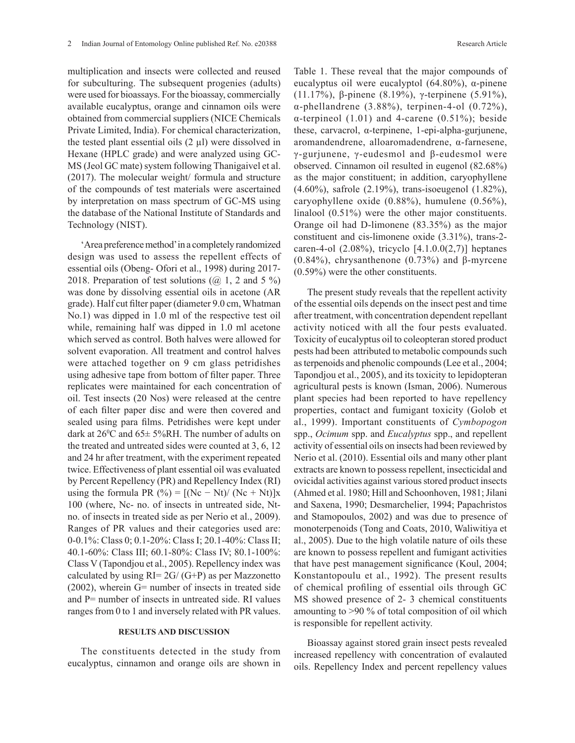multiplication and insects were collected and reused for subculturing. The subsequent progenies (adults) were used for bioassays. For the bioassay, commercially available eucalyptus, orange and cinnamon oils were obtained from commercial suppliers (NICE Chemicals Private Limited, India). For chemical characterization, the tested plant essential oils (2 µl) were dissolved in Hexane (HPLC grade) and were analyzed using GC-MS (Jeol GC mate) system following Thanigaivel et al. (2017). The molecular weight/ formula and structure of the compounds of test materials were ascertained by interpretation on mass spectrum of GC-MS using the database of the National Institute of Standards and Technology (NIST).

'Area preference method' in a completely randomized design was used to assess the repellent effects of essential oils (Obeng- Ofori et al., 1998) during 2017-2018. Preparation of test solutions (@ 1, 2 and 5 %) was done by dissolving essential oils in acetone (AR grade). Half cut filter paper (diameter 9.0 cm, Whatman No.1) was dipped in 1.0 ml of the respective test oil while, remaining half was dipped in 1.0 ml acetone which served as control. Both halves were allowed for solvent evaporation. All treatment and control halves were attached together on 9 cm glass petridishes using adhesive tape from bottom of filter paper. Three replicates were maintained for each concentration of oil. Test insects (20 Nos) were released at the centre of each filter paper disc and were then covered and sealed using para films. Petridishes were kept under dark at 26$^0$C and 65± 5%RH. The number of adults on the treated and untreated sides were counted at 3, 6, 12 and 24 hr after treatment, with the experiment repeated twice. Effectiveness of plant essential oil was evaluated by Percent Repellency (PR) and Repellency Index (RI) using the formula PR (%) = $[(Nc - Nt)/ (Nc + Nt)]$x 100 (where, Nc- no. of insects in untreated side, Nt- no. of insects in treated side as per Nerio et al., 2009). Ranges of PR values and their categories used are: 0-0.1%: Class 0; 0.1-20%: Class I; 20.1-40%: Class II; 40.1-60%: Class III; 60.1-80%: Class IV; 80.1-100%: Class V (Tapondjou et al., 2005). Repellency index was calculated by using $RI= 2G/ (G+P)$ as per Mazzonetto (2002), wherein G= number of insects in treated side and P= number of insects in untreated side. RI values ranges from 0 to 1 and inversely related with PR values.

## RESULTS AND DISCUSSION

The constituents detected in the study from eucalyptus, cinnamon and orange oils are shown in Table 1. These reveal that the major compounds of eucalyptus oil were eucalyptol (64.80%), α-pinene (11.17%), β-pinene (8.19%), γ-terpinene (5.91%), α-phellandrene (3.88%), terpinen-4-ol (0.72%), α-terpineol (1.01) and 4-carene (0.51%); beside these, carvacrol, α-terpinene, 1-epi-alpha-gurjunene, aromandendrene, alloaromadendrene, α-farnesene, γ-gurjunene, γ-eudesmol and β-eudesmol were observed. Cinnamon oil resulted in eugenol (82.68%) as the major constituent; in addition, caryophyllene (4.60%), safrole (2.19%), trans-isoeugenol (1.82%), caryophyllene oxide (0.88%), humulene (0.56%), linalool (0.51%) were the other major constituents. Orange oil had D-limonene (83.35%) as the major constituent and cis-limonene oxide (3.31%), trans-2-caren-4-ol (2.08%), tricyclo [4.1.0.0(2,7)] heptanes (0.84%), chrysanthenone (0.73%) and β-myrcene (0.59%) were the other constituents.

The present study reveals that the repellent activity of the essential oils depends on the insect pest and time after treatment, with concentration dependent repellant activity noticed with all the four pests evaluated. Toxicity of eucalyptus oil to coleopteran stored product pests had been attributed to metabolic compounds such as terpenoids and phenolic compounds (Lee et al., 2004; Tapondjou et al., 2005), and its toxicity to lepidopteran agricultural pests is known (Isman, 2006). Numerous plant species had been reported to have repellency properties, contact and fumigant toxicity (Golob et al., 1999). Important constituents of *Cymbopogon* spp., *Ocimum* spp. and *Eucalyptus* spp., and repellent activity of essential oils on insects had been reviewed by Nerio et al. (2010). Essential oils and many other plant extracts are known to possess repellent, insecticidal and ovicidal activities against various stored product insects (Ahmed et al. 1980; Hill and Schoonhoven, 1981; Jilani and Saxena, 1990; Desmarchelier, 1994; Papachristos and Stamopoulos, 2002) and was due to presence of monoterpenoids (Tong and Coats, 2010, Waliwitiya et al., 2005). Due to the high volatile nature of oils these are known to possess repellent and fumigant activities that have pest management significance (Koul, 2004; Konstantopoulu et al., 1992). The present results of chemical profiling of essential oils through GC MS showed presence of 2- 3 chemical constituents amounting to >90 % of total composition of oil which is responsible for repellent activity.

Bioassay against stored grain insect pests revealed increased repellency with concentration of evalauted oils. Repellency Index and percent repellency values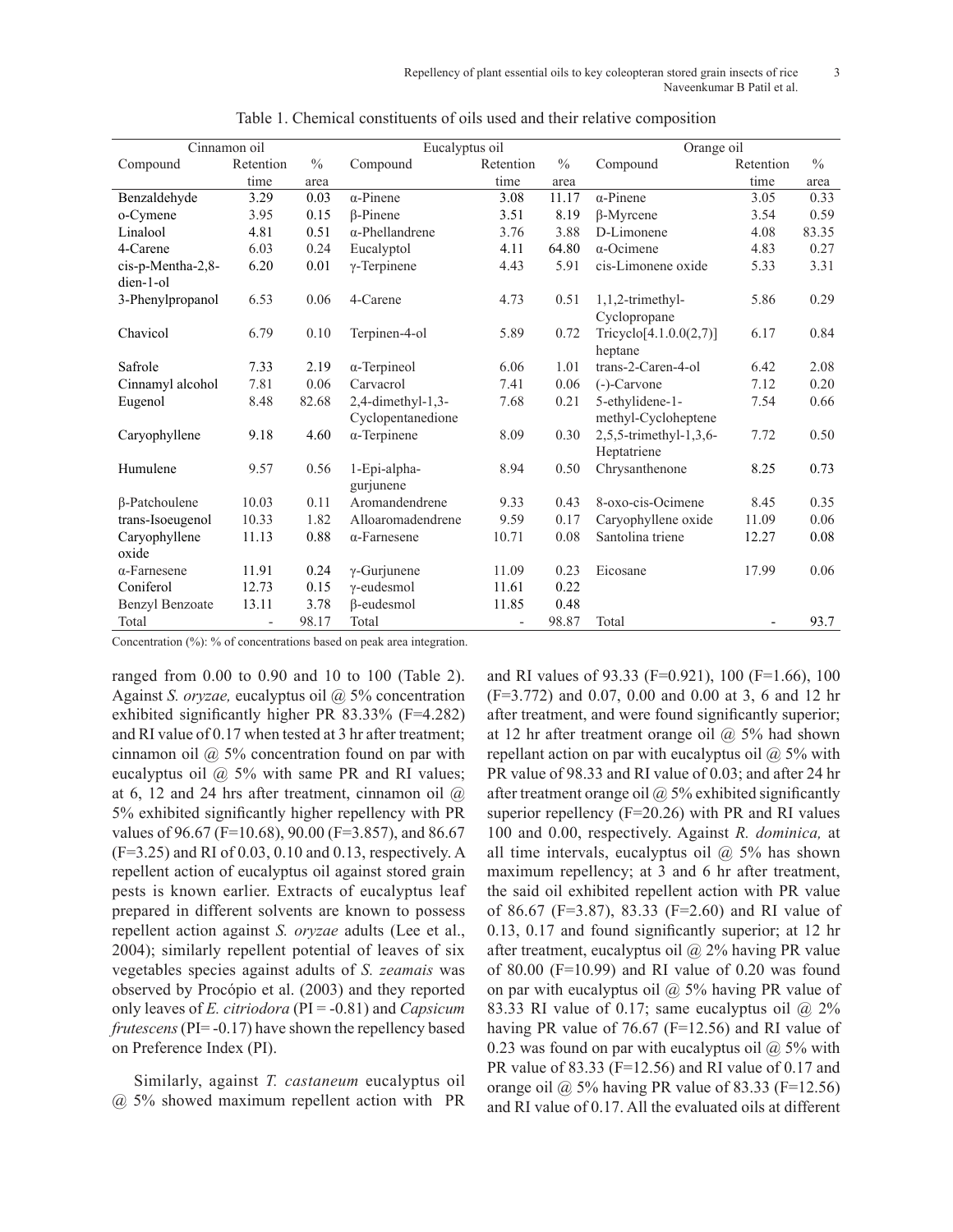Table 1. Chemical constituents of oils used and their relative composition

| Cinnamon oil | | | Eucalyptus oil | | | Orange oil | | |
|---|---|---|---|---|---|---|---|---|
| Compound | Retention time | % area | Compound | Retention time | % area | Compound | Retention time | % area |
| Benzaldehyde | 3.29 | 0.03 | α-Pinene | 3.08 | 11.17 | α-Pinene | 3.05 | 0.33 |
| o-Cymene | 3.95 | 0.15 | β-Pinene | 3.51 | 8.19 | β-Myrcene | 3.54 | 0.59 |
| Linalool | 4.81 | 0.51 | α-Phellandrene | 3.76 | 3.88 | D-Limonene | 4.08 | 83.35 |
| 4-Carene | 6.03 | 0.24 | Eucalyptol | 4.11 | 64.80 | α-Ocimene | 4.83 | 0.27 |
| cis-p-Mentha-2,8-dien-1-ol | 6.20 | 0.01 | γ-Terpinene | 4.43 | 5.91 | cis-Limonene oxide | 5.33 | 3.31 |
| 3-Phenylpropanol | 6.53 | 0.06 | 4-Carene | 4.73 | 0.51 | 1,1,2-trimethyl-Cyclopropane | 5.86 | 0.29 |
| Chavicol | 6.79 | 0.10 | Terpinen-4-ol | 5.89 | 0.72 | Tricyclo[4.1.0.0(2,7)] heptane | 6.17 | 0.84 |
| Safrole | 7.33 | 2.19 | α-Terpineol | 6.06 | 1.01 | trans-2-Caren-4-ol | 6.42 | 2.08 |
| Cinnamyl alcohol | 7.81 | 0.06 | Carvacrol | 7.41 | 0.06 | (-)-Carvone | 7.12 | 0.20 |
| Eugenol | 8.48 | 82.68 | 2,4-dimethyl-1,3-Cyclopentanedione | 7.68 | 0.21 | 5-ethylidene-1-methyl-Cycloheptene | 7.54 | 0.66 |
| Caryophyllene | 9.18 | 4.60 | α-Terpinene | 8.09 | 0.30 | 2,5,5-trimethyl-1,3,6-Heptatriene | 7.72 | 0.50 |
| Humulene | 9.57 | 0.56 | 1-Epi-alpha-gurjunene | 8.94 | 0.50 | Chrysanthenone | 8.25 | 0.73 |
| β-Patchoulene | 10.03 | 0.11 | Aromandendrene | 9.33 | 0.43 | 8-oxo-cis-Ocimene | 8.45 | 0.35 |
| trans-Isoeugenol | 10.33 | 1.82 | Alloaromadendrene | 9.59 | 0.17 | Caryophyllene oxide | 11.09 | 0.06 |
| Caryophyllene oxide | 11.13 | 0.88 | α-Farnesene | 10.71 | 0.08 | Santolina triene | 12.27 | 0.08 |
| α-Farnesene | 11.91 | 0.24 | γ-Gurjunene | 11.09 | 0.23 | Eicosane | 17.99 | 0.06 |
| Coniferol | 12.73 | 0.15 | γ-eudesmol | 11.61 | 0.22 | | | |
| Benzyl Benzoate | 13.11 | 3.78 | β-eudesmol | 11.85 | 0.48 | | | |
| Total | - | 98.17 | Total | - | 98.87 | Total | - | 93.7 |

Concentration (%): % of concentrations based on peak area integration.

ranged from 0.00 to 0.90 and 10 to 100 (Table 2). Against *S. oryzae,* eucalyptus oil @ 5% concentration exhibited significantly higher PR 83.33% (F=4.282) and RI value of 0.17 when tested at 3 hr after treatment; cinnamon oil @ 5% concentration found on par with eucalyptus oil @ 5% with same PR and RI values; at 6, 12 and 24 hrs after treatment, cinnamon oil @ 5% exhibited significantly higher repellency with PR values of 96.67 (F=10.68), 90.00 (F=3.857), and 86.67 (F=3.25) and RI of 0.03, 0.10 and 0.13, respectively. A repellent action of eucalyptus oil against stored grain pests is known earlier. Extracts of eucalyptus leaf prepared in different solvents are known to possess repellent action against *S. oryzae* adults (Lee et al., 2004); similarly repellent potential of leaves of six vegetables species against adults of *S. zeamais* was observed by Procópio et al. (2003) and they reported only leaves of *E. citriodora* (PI = -0.81) and *Capsicum frutescens* (PI= -0.17) have shown the repellency based on Preference Index (PI).

Similarly, against *T. castaneum* eucalyptus oil @ 5% showed maximum repellent action with PR and RI values of 93.33 (F=0.921), 100 (F=1.66), 100 (F=3.772) and 0.07, 0.00 and 0.00 at 3, 6 and 12 hr after treatment, and were found significantly superior; at 12 hr after treatment orange oil @ 5% had shown repellant action on par with eucalyptus oil @ 5% with PR value of 98.33 and RI value of 0.03; and after 24 hr after treatment orange oil @ 5% exhibited significantly superior repellency (F=20.26) with PR and RI values 100 and 0.00, respectively. Against *R. dominica,* at all time intervals, eucalyptus oil @ 5% has shown maximum repellency; at 3 and 6 hr after treatment, the said oil exhibited repellent action with PR value of 86.67 (F=3.87), 83.33 (F=2.60) and RI value of 0.13, 0.17 and found significantly superior; at 12 hr after treatment, eucalyptus oil @ 2% having PR value of 80.00 (F=10.99) and RI value of 0.20 was found on par with eucalyptus oil @ 5% having PR value of 83.33 RI value of 0.17; same eucalyptus oil @ 2% having PR value of 76.67 (F=12.56) and RI value of 0.23 was found on par with eucalyptus oil @ 5% with PR value of 83.33 (F=12.56) and RI value of 0.17 and orange oil @ 5% having PR value of 83.33 (F=12.56) and RI value of 0.17. All the evaluated oils at different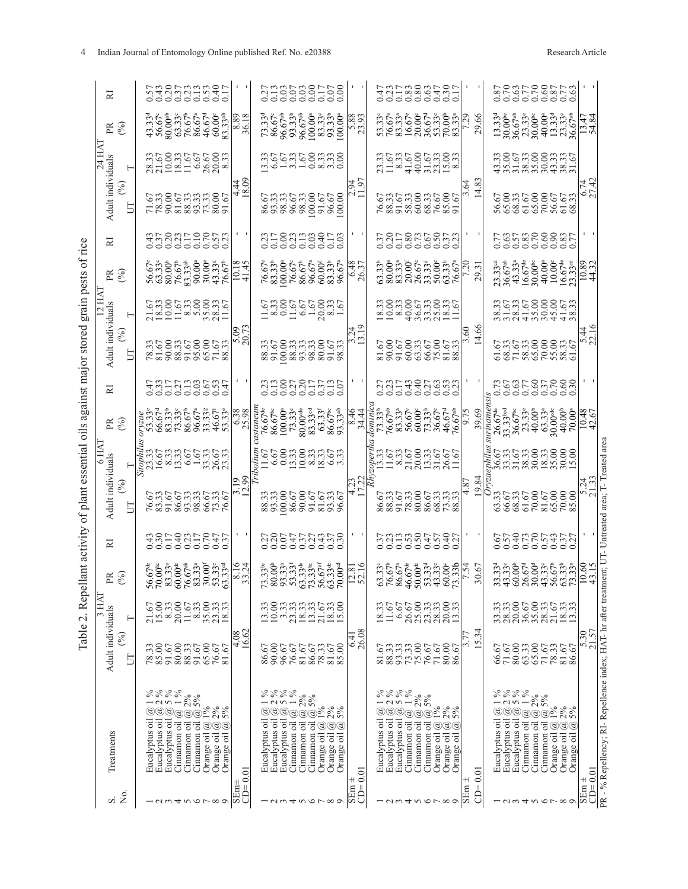Table 2. Repellant activity of plant essential oils against major stored grain pests of rice

| S. No. | Treatments | 3 HAT Adult individuals (%) UT | 3 HAT T | 3 HAT PR (%) | 3 HAT RI | 6 HAT Adult individuals (%) UT | 6 HAT T | 6 HAT PR (%) | 6 HAT RI | 12 HAT Adult individuals (%) UT | 12 HAT T | 12 HAT PR (%) | 12 HAT RI | 24 HAT Adult individuals (%) UT | 24 HAT T | 24 HAT PR (%) | 24 HAT RI |
|---|---|---|---|---|---|---|---|---|---|---|---|---|---|---|---|---|---|
| | | | | | | *Sitophilus oryzae* | | | | | | | | | | | |
| 1 | Eucalyptus oil @ 1 % | 78.33 | 21.67 | 56.67[de] | 0.43 | 76.67 | 23.33 | 53.33[e] | 0.47 | 78.33 | 21.67 | 56.67[c] | 0.43 | 71.67 | 28.33 | 43.33[d] | 0.57 |
| 2 | Eucalyptus oil @ 2 % | 85.00 | 15.00 | 70.00[bc] | 0.30 | 83.33 | 16.67 | 66.67[d] | 0.33 | 81.67 | 18.33 | 63.33[c] | 0.37 | 78.33 | 21.67 | 56.67[c] | 0.43 |
| 3 | Eucalyptus oil @ 5 % | 91.67 | 8.33 | 83.33[a] | 0.17 | 91.67 | 8.33 | 83.33[b] | 0.17 | 90.00 | 10.00 | 80.00[b] | 0.20 | 90.00 | 10.00 | 80.00[ab] | 0.20 |
| 4 | Cinnamon oil @ 1 % | 80.00 | 20.00 | 60.00[de] | 0.40 | 86.67 | 13.33 | 73.33[c] | 0.27 | 88.33 | 11.67 | 76.67[b] | 0.23 | 81.67 | 18.33 | 63.33[c] | 0.37 |
| 5 | Cinnamon oil @ 2% | 88.33 | 11.67 | 76.67[ab] | 0.23 | 93.33 | 6.67 | 86.67[b] | 0.13 | 91.67 | 8.33 | 83.33[ab] | 0.17 | 88.33 | 11.67 | 76.67[b] | 0.23 |
| 6 | Cinnamon oil @ 5% | 91.67 | 8.33 | 83.33[a] | 0.17 | 98.33 | 1.67 | 96.67[a] | 0.03 | 95.00 | 5.00 | 90.00[a] | 0.10 | 93.33 | 6.67 | 86.67[a] | 0.13 |
| 7 | Orange oil @ 1% | 65.00 | 35.00 | 30.00[f] | 0.70 | 66.67 | 33.33 | 33.33[g] | 0.67 | 65.00 | 35.00 | 30.00[e] | 0.70 | 73.33 | 26.67 | 46.67[d] | 0.53 |
| 8 | Orange oil @ 2% | 76.67 | 23.33 | 53.33[e] | 0.47 | 73.33 | 26.67 | 46.67[f] | 0.53 | 71.67 | 28.33 | 43.33[d] | 0.57 | 80.00 | 20.00 | 60.00[c] | 0.40 |
| 9 | Orange oil @ 5% | 81.67 | 18.33 | 63.33[cd] | 0.37 | 76.67 | 23.33 | 53.33[e] | 0.47 | 88.33 | 11.67 | 76.67[b] | 0.23 | 91.67 | 8.33 | 83.33[ab] | 0.17 |
| SEm± | | 4.08 | | 8.16 | - | 3.19 | | 6.38 | - | 5.09 | | 10.18 | - | 4.44 | | 8.89 | - |
| CD= 0.01 | | 16.62 | | 33.24 | - | 12.99 | | 25.98 | - | 20.73 | | 41.45 | - | 18.09 | | 36.18 | - |
| | | | | | | *Tribolium castaneum* | | | | | | | | | | | |
| 1 | Eucalyptus oil @ 1 % | 86.67 | 13.33 | 73.33[bc] | 0.27 | 88.33 | 11.67 | 76.67[de] | 0.23 | 88.33 | 11.67 | 76.67[c] | 0.23 | 86.67 | 13.33 | 73.33[d] | 0.27 |
| 2 | Eucalyptus oil @ 2 % | 90.00 | 10.00 | 80.00[b] | 0.20 | 93.33 | 6.67 | 86.67[bc] | 0.13 | 91.67 | 8.33 | 83.33[b] | 0.17 | 93.33 | 6.67 | 86.67[c] | 0.13 |
| 3 | Eucalyptus oil @ 5 % | 96.67 | 3.33 | 93.33[a] | 0.07 | 100.00 | 0.00 | 100.00[a] | 0.00 | 100.00 | 0.00 | 100.00[a] | 0.00 | 98.33 | 1.67 | 96.67[ab] | 0.03 |
| 4 | Cinnamon oil @ 1 % | 76.67 | 23.33 | 53.33[f] | 0.47 | 86.67 | 13.33 | 73.33[e] | 0.27 | 88.33 | 11.67 | 76.67[c] | 0.23 | 96.67 | 3.33 | 93.33[b] | 0.07 |
| 5 | Cinnamon oil @ 2% | 81.67 | 18.33 | 63.33[de] | 0.37 | 90.00 | 10.00 | 80.00[cde] | 0.20 | 93.33 | 6.67 | 86.67[a] | 0.13 | 98.33 | 1.67 | 96.67[ab] | 0.03 |
| 6 | Cinnamon oil @ 5% | 86.67 | 13.33 | 73.33[bc] | 0.27 | 91.67 | 8.33 | 83.33[cd] | 0.17 | 98.33 | 1.67 | 96.67[a] | 0.03 | 100.00 | 0.00 | 100.00[a] | 0.00 |
| 7 | Orange oil @ 1% | 78.33 | 21.67 | 56.67[ef] | 0.43 | 81.67 | 18.33 | 63.33[f] | 0.37 | 80.00 | 20.00 | 60.00[d] | 0.40 | 91.67 | 8.33 | 83.33[c] | 0.17 |
| 8 | Orange oil @ 2% | 81.67 | 18.33 | 63.33[de] | 0.37 | 93.33 | 6.67 | 86.67[bc] | 0.13 | 91.67 | 8.33 | 83.33[b] | 0.17 | 96.67 | 3.33 | 93.33[b] | 0.07 |
| 9 | Orange oil @ 5% | 85.00 | 15.00 | 70.00[cd] | 0.30 | 96.67 | 3.33 | 93.33[ab] | 0.07 | 98.33 | 1.67 | 96.67[a] | 0.03 | 100.00 | 0.00 | 100.00[a] | 0.00 |
| SEm ± | | 6.41 | | 12.81 | - | 4.23 | | 8.46 | - | 3.24 | | 6.48 | - | 2.94 | | 5.88 | - |
| CD= 0.01 | | 26.08 | | 52.16 | - | 17.22 | | 34.44 | - | 13.19 | | 26.37 | - | 11.97 | | 23.93 | - |
| | | | | | | *Rhyzopertha dominica* | | | | | | | | | | | |
| 1 | Eucalyptus oil @ 1 % | 81.67 | 18.33 | 63.33[c] | 0.37 | 86.67 | 13.33 | 73.33[b] | 0.27 | 81.67 | 18.33 | 63.33[b] | 0.37 | 76.67 | 23.33 | 53.33[c] | 0.47 |
| 2 | Eucalyptus oil @ 2 % | 88.33 | 11.67 | 76.67[b] | 0.23 | 88.33 | 11.67 | 76.67[ab] | 0.23 | 90.00 | 10.00 | 80.00[a] | 0.20 | 88.33 | 11.67 | 76.67[a] | 0.23 |
| 3 | Eucalyptus oil @ 5 % | 93.33 | 6.67 | 86.67[a] | 0.13 | 91.67 | 8.33 | 83.33[a] | 0.17 | 91.67 | 8.33 | 83.33[a] | 0.17 | 91.67 | 8.33 | 83.33[a] | 0.17 |
| 4 | Cinnamon oil @ 1 % | 73.33 | 26.67 | 46.67[de] | 0.53 | 78.33 | 21.67 | 56.67[c] | 0.43 | 60.00 | 40.00 | 20.00[f] | 0.80 | 58.33 | 41.67 | 16.67[e] | 0.83 |
| 5 | Cinnamon oil @ 2% | 75.00 | 25.00 | 50.00[de] | 0.50 | 80.00 | 20.00 | 60.00[c] | 0.40 | 63.33 | 36.67 | 26.67[e] | 0.73 | 60.00 | 40.00 | 20.00[e] | 0.80 |
| 6 | Cinnamon oil @ 5% | 76.67 | 23.33 | 53.33[d] | 0.47 | 86.67 | 13.33 | 73.33[b] | 0.27 | 66.67 | 33.33 | 33.33[d] | 0.67 | 68.33 | 31.67 | 36.67[d] | 0.63 |
| 7 | Orange oil @ 1% | 71.67 | 28.33 | 43.33[e] | 0.57 | 68.33 | 31.67 | 36.67[e] | 0.63 | 75.00 | 25.00 | 50.00[c] | 0.50 | 76.67 | 23.33 | 53.33[c] | 0.47 |
| 8 | Orange oil @ 2% | 80.00 | 20.00 | 60.00[c] | 0.40 | 73.33 | 26.67 | 46.67[d] | 0.53 | 81.67 | 18.33 | 63.33[b] | 0.37 | 85.00 | 15.00 | 70.00[b] | 0.30 |
| 9 | Orange oil @ 5% | 86.67 | 13.33 | 73.33b | 0.27 | 88.33 | 11.67 | 76.67[ab] | 0.23 | 88.33 | 11.67 | 76.67[a] | 0.23 | 91.67 | 8.33 | 83.33[a] | 0.17 |
| SEm ± | | 3.77 | | 7.54 | - | 4.87 | | 9.75 | - | 3.60 | | 7.20 | - | 3.64 | | 7.29 | - |
| CD= 0.01 | | 15.34 | | 30.67 | - | 19.84 | | 39.69 | - | 14.66 | | 29.31 | - | 14.83 | | 29.66 | - |
| | | | | | | *Oryzaephilus surinamensis* | | | | | | | | | | | |
| 1 | Eucalyptus oil @ 1 % | 66.67 | 33.33 | 33.33[d] | 0.67 | 63.33 | 36.67 | 26.67[de] | 0.73 | 61.67 | 38.33 | 23.33[cd] | 0.77 | 56.67 | 43.33 | 13.33[d] | 0.87 |
| 2 | Eucalyptus oil @ 2 % | 71.67 | 28.33 | 43.33[c] | 0.57 | 66.67 | 33.33 | 33.33[bcd] | 0.67 | 68.33 | 31.67 | 36.67[ab] | 0.63 | 65.00 | 35.00 | 30.00[bc] | 0.70 |
| 3 | Eucalyptus oil @ 5 % | 80.00 | 20.00 | 60.00[b] | 0.40 | 68.33 | 31.67 | 36.67[bc] | 0.63 | 71.67 | 28.33 | 43.33[a] | 0.57 | 68.33 | 31.67 | 36.67[ab] | 0.63 |
| 4 | Cinnamon oil @ 1 % | 63.33 | 36.67 | 26.67[d] | 0.73 | 61.67 | 38.33 | 23.33[e] | 0.77 | 58.33 | 41.67 | 16.67[de] | 0.83 | 61.67 | 38.33 | 23.33[c] | 0.77 |
| 5 | Cinnamon oil @ 2% | 65.00 | 35.00 | 30.00[d] | 0.70 | 70.00 | 30.00 | 40.00[b] | 0.60 | 65.00 | 35.00 | 30.00[bc] | 0.70 | 65.00 | 35.00 | 30.00[bc] | 0.70 |
| 6 | Cinnamon oil @ 5% | 71.67 | 28.33 | 43.33[c] | 0.57 | 81.67 | 18.33 | 63.33[a] | 0.37 | 70.00 | 30.00 | 40.00[a] | 0.60 | 70.00 | 30.00 | 40.00[a] | 0.60 |
| 7 | Orange oil @ 1% | 78.33 | 21.67 | 56.67[b] | 0.43 | 65.00 | 35.00 | 30.00[cde] | 0.70 | 55.00 | 45.00 | 10.00[e] | 0.90 | 56.67 | 43.33 | 13.33[d] | 0.87 |
| 8 | Orange oil @ 2% | 81.67 | 18.33 | 63.33[b] | 0.37 | 70.00 | 30.00 | 40.00[b] | 0.60 | 58.33 | 41.67 | 16.67[de] | 0.83 | 61.67 | 38.33 | 23.33[c] | 0.77 |
| 9 | Orange oil @ 5% | 86.67 | 13.33 | 73.33[a] | 0.27 | 85.00 | 15.00 | 70.00[a] | 0.30 | 61.67 | 38.33 | 23.33[cd] | 0.77 | 68.33 | 31.67 | 36.67[ab] | 0.63 |
| SEm ± | | 5.30 | | 10.60 | - | 5.24 | | 10.48 | - | 5.44 | | 10.89 | - | 6.74 | | 13.47 | - |
| CD= 0.01 | | 21.57 | | 43.15 | - | 21.33 | | 42.67 | - | 22.16 | | 44.32 | - | 27.42 | | 54.84 | - |

PR - % Repellency; RI- Repellence index; HAT- hr after treatment; UT- Untreated area; T- Treated area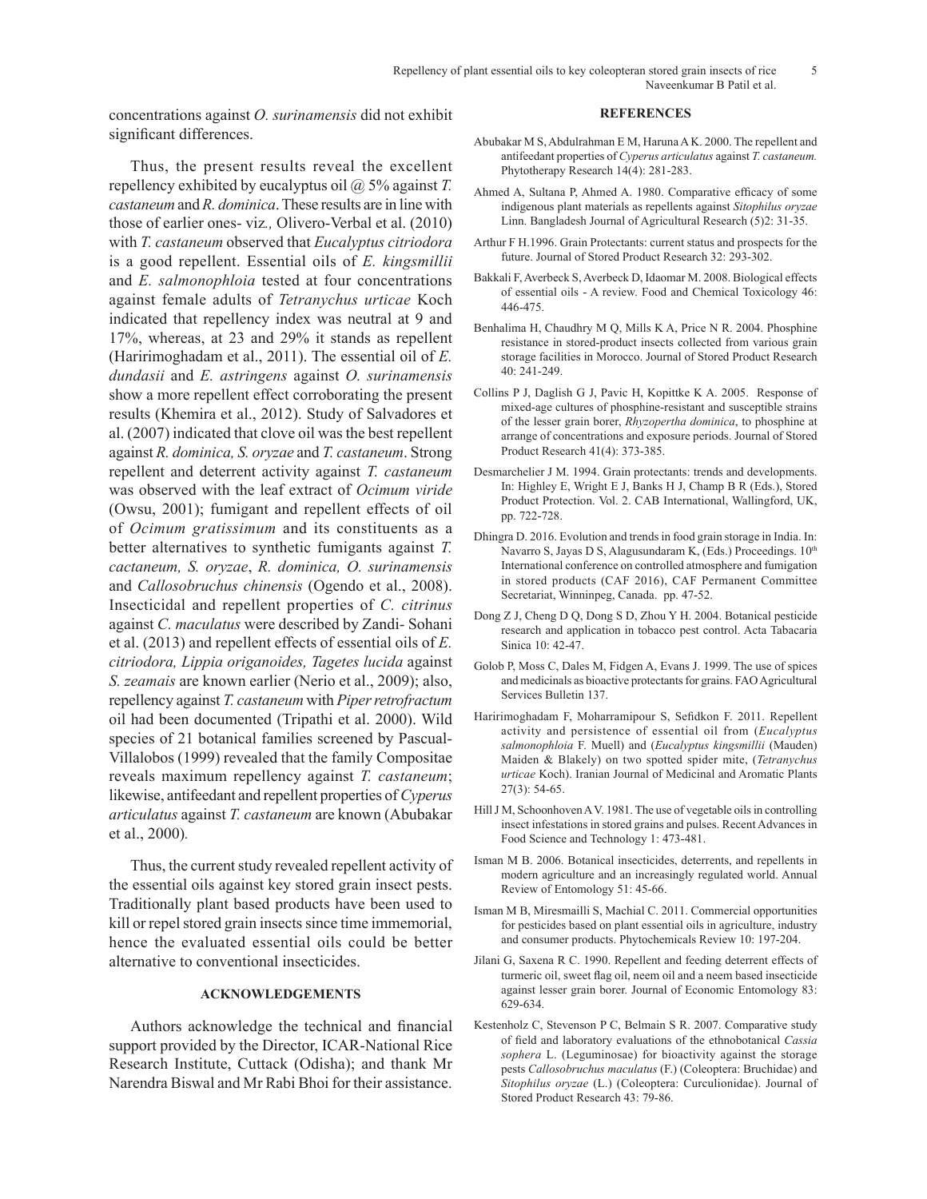concentrations against *O. surinamensis* did not exhibit significant differences.

Thus, the present results reveal the excellent repellency exhibited by eucalyptus oil @ 5% against *T. castaneum* and *R. dominica*. These results are in line with those of earlier ones- viz*.,* Olivero-Verbal et al. (2010) with *T. castaneum* observed that *Eucalyptus citriodora* is a good repellent. Essential oils of *E. kingsmillii* and *E. salmonophloia* tested at four concentrations against female adults of *Tetranychus urticae* Koch indicated that repellency index was neutral at 9 and 17%, whereas, at 23 and 29% it stands as repellent (Haririmoghadam et al., 2011). The essential oil of *E. dundasii* and *E. astringens* against *O. surinamensis* show a more repellent effect corroborating the present results (Khemira et al., 2012). Study of Salvadores et al. (2007) indicated that clove oil was the best repellent against *R. dominica, S. oryzae* and *T. castaneum*. Strong repellent and deterrent activity against *T. castaneum* was observed with the leaf extract of *Ocimum viride* (Owsu, 2001); fumigant and repellent effects of oil of *Ocimum gratissimum* and its constituents as a better alternatives to synthetic fumigants against *T. cactaneum, S. oryzae*, *R. dominica, O. surinamensis* and *Callosobruchus chinensis* (Ogendo et al., 2008). Insecticidal and repellent properties of *C. citrinus* against *C. maculatus* were described by Zandi- Sohani et al. (2013) and repellent effects of essential oils of *E. citriodora, Lippia origanoides, Tagetes lucida* against *S. zeamais* are known earlier (Nerio et al., 2009); also, repellency against *T. castaneum* with *Piper retrofractum* oil had been documented (Tripathi et al. 2000). Wild species of 21 botanical families screened by Pascual-Villalobos (1999) revealed that the family Compositae reveals maximum repellency against *T. castaneum*; likewise, antifeedant and repellent properties of *Cyperus articulatus* against *T. castaneum* are known (Abubakar et al., 2000)*.*

Thus, the current study revealed repellent activity of the essential oils against key stored grain insect pests. Traditionally plant based products have been used to kill or repel stored grain insects since time immemorial, hence the evaluated essential oils could be better alternative to conventional insecticides.

## ACKNOWLEDGEMENTS

Authors acknowledge the technical and financial support provided by the Director, ICAR-National Rice Research Institute, Cuttack (Odisha); and thank Mr Narendra Biswal and Mr Rabi Bhoi for their assistance.

## REFERENCES

Abubakar M S, Abdulrahman E M, Haruna A K. 2000. The repellent and antifeedant properties of *Cyperus articulatus* against *T. castaneum.* Phytotherapy Research 14(4): 281-283.

Ahmed A, Sultana P, Ahmed A. 1980. Comparative efficacy of some indigenous plant materials as repellents against *Sitophilus oryzae* Linn. Bangladesh Journal of Agricultural Research (5)2: 31-35.

Arthur F H.1996. Grain Protectants: current status and prospects for the future. Journal of Stored Product Research 32: 293-302.

Bakkali F, Averbeck S, Averbeck D, Idaomar M. 2008. Biological effects of essential oils - A review. Food and Chemical Toxicology 46: 446-475.

Benhalima H, Chaudhry M Q, Mills K A, Price N R. 2004. Phosphine resistance in stored-product insects collected from various grain storage facilities in Morocco. Journal of Stored Product Research 40: 241-249.

Collins P J, Daglish G J, Pavic H, Kopittke K A. 2005. Response of mixed-age cultures of phosphine-resistant and susceptible strains of the lesser grain borer, *Rhyzopertha dominica*, to phosphine at arrange of concentrations and exposure periods. Journal of Stored Product Research 41(4): 373-385.

Desmarchelier J M. 1994. Grain protectants: trends and developments. In: Highley E, Wright E J, Banks H J, Champ B R (Eds.), Stored Product Protection. Vol. 2. CAB International, Wallingford, UK, pp. 722-728.

Dhingra D. 2016. Evolution and trends in food grain storage in India. In: Navarro S, Jayas D S, Alagusundaram K, (Eds.) Proceedings. 10th International conference on controlled atmosphere and fumigation in stored products (CAF 2016), CAF Permanent Committee Secretariat, Winninpeg, Canada. pp. 47-52.

Dong Z J, Cheng D Q, Dong S D, Zhou Y H. 2004. Botanical pesticide research and application in tobacco pest control. Acta Tabacaria Sinica 10: 42-47.

Golob P, Moss C, Dales M, Fidgen A, Evans J. 1999. The use of spices and medicinals as bioactive protectants for grains. FAO Agricultural Services Bulletin 137.

Haririmoghadam F, Moharramipour S, Sefidkon F. 2011. Repellent activity and persistence of essential oil from (*Eucalyptus salmonophloia* F. Muell) and (*Eucalyptus kingsmillii* (Mauden) Maiden & Blakely) on two spotted spider mite, (*Tetranychus urticae* Koch). Iranian Journal of Medicinal and Aromatic Plants 27(3): 54-65.

Hill J M, Schoonhoven A V. 1981. The use of vegetable oils in controlling insect infestations in stored grains and pulses. Recent Advances in Food Science and Technology 1: 473-481.

Isman M B. 2006. Botanical insecticides, deterrents, and repellents in modern agriculture and an increasingly regulated world. Annual Review of Entomology 51: 45-66.

Isman M B, Miresmailli S, Machial C. 2011. Commercial opportunities for pesticides based on plant essential oils in agriculture, industry and consumer products. Phytochemicals Review 10: 197-204.

Jilani G, Saxena R C. 1990. Repellent and feeding deterrent effects of turmeric oil, sweet flag oil, neem oil and a neem based insecticide against lesser grain borer. Journal of Economic Entomology 83: 629-634.

Kestenholz C, Stevenson P C, Belmain S R. 2007. Comparative study of field and laboratory evaluations of the ethnobotanical *Cassia sophera* L. (Leguminosae) for bioactivity against the storage pests *Callosobruchus maculatus* (F.) (Coleoptera: Bruchidae) and *Sitophilus oryzae* (L.) (Coleoptera: Curculionidae). Journal of Stored Product Research 43: 79-86.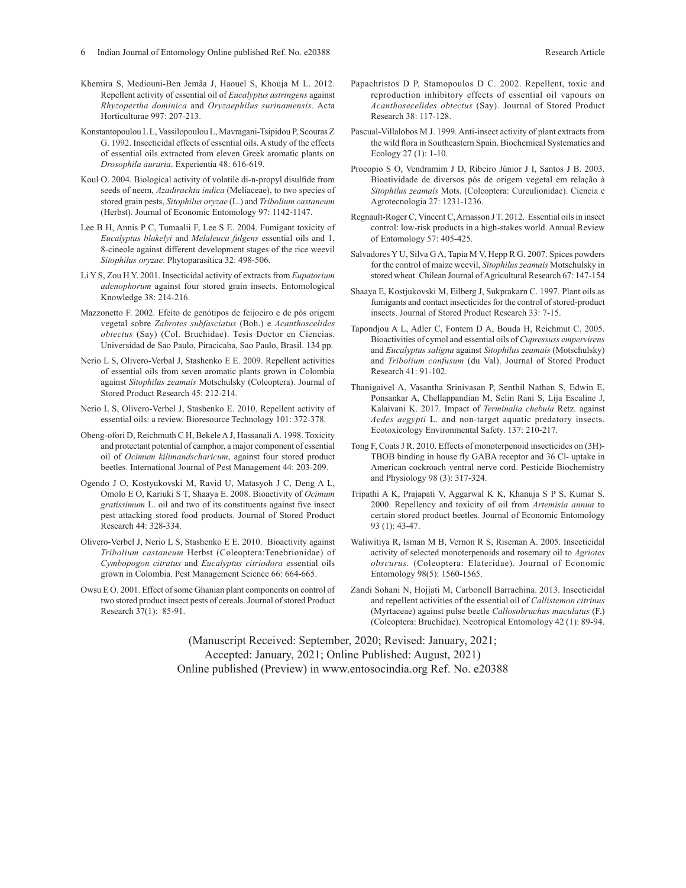Khemira S, Mediouni-Ben Jemâa J, Haouel S, Khouja M L. 2012. Repellent activity of essential oil of *Eucalyptus astringens* against *Rhyzopertha dominica* and *Oryzaephilus surinamensis*. Acta Horticulturae 997: 207-213.

Konstantopoulou L L, Vassilopoulou L, Mavragani-Tsipidou P, Scouras Z G. 1992. Insecticidal effects of essential oils. A study of the effects of essential oils extracted from eleven Greek aromatic plants on *Drosophila auraria*. Experientia 48: 616-619.

Koul O. 2004. Biological activity of volatile di-n-propyl disulfide from seeds of neem, *Azadirachta indica* (Meliaceae), to two species of stored grain pests, *Sitophilus oryzae* (L.) and *Tribolium castaneum* (Herbst). Journal of Economic Entomology 97: 1142-1147.

Lee B H, Annis P C, Tumaalii F, Lee S E. 2004. Fumigant toxicity of *Eucalyptus blakelyi* and *Melaleuca fulgens* essential oils and 1, 8-cineole against different development stages of the rice weevil *Sitophilus oryzae*. Phytoparasitica 32: 498-506.

Li Y S, Zou H Y. 2001. Insecticidal activity of extracts from *Eupatorium adenophorum* against four stored grain insects. Entomological Knowledge 38: 214-216.

Mazzonetto F. 2002. Efeito de genótipos de feijoeiro e de pós origem vegetal sobre *Zabrotes subfasciatus* (Boh.) e *Acanthoscelides obtectus* (Say) (Col. Bruchidae). Tesis Doctor en Ciencias. Universidad de Sao Paulo, Piracicaba, Sao Paulo, Brasil. 134 pp.

Nerio L S, Olivero-Verbal J, Stashenko E E. 2009. Repellent activities of essential oils from seven aromatic plants grown in Colombia against *Sitophilus zeamais* Motschulsky (Coleoptera). Journal of Stored Product Research 45: 212-214.

Nerio L S, Olivero-Verbel J, Stashenko E. 2010. Repellent activity of essential oils: a review. Bioresource Technology 101: 372-378.

Obeng-ofori D, Reichmuth C H, Bekele A J, Hassanali A. 1998. Toxicity and protectant potential of camphor, a major component of essential oil of *Ocimum kilimandscharicum*, against four stored product beetles. International Journal of Pest Management 44: 203-209.

Ogendo J O, Kostyukovski M, Ravid U, Matasyoh J C, Deng A L, Omolo E O, Kariuki S T, Shaaya E. 2008. Bioactivity of *Ocimum gratissimum* L. oil and two of its constituents against five insect pest attacking stored food products. Journal of Stored Product Research 44: 328-334.

Olivero-Verbel J, Nerio L S, Stashenko E E. 2010. Bioactivity against *Tribolium castaneum* Herbst (Coleoptera:Tenebrionidae) of *Cymbopogon citratus* and *Eucalyptus citriodora* essential oils grown in Colombia. Pest Management Science 66: 664-665.

Owsu E O. 2001. Effect of some Ghanian plant components on control of two stored product insect pests of cereals. Journal of stored Product Research 37(1): 85-91.

Papachristos D P, Stamopoulos D C. 2002. Repellent, toxic and reproduction inhibitory effects of essential oil vapours on *Acanthosecelides obtectus* (Say). Journal of Stored Product Research 38: 117-128.

Pascual-Villalobos M J. 1999. Anti-insect activity of plant extracts from the wild flora in Southeastern Spain. Biochemical Systematics and Ecology 27 (1): 1-10.

Procopio S O, Vendramim J D, Ribeiro Júnior J I, Santos J B. 2003. Bioatividade de diversos pós de origem vegetal em relação à *Sitophilus zeamais* Mots. (Coleoptera: Curculionidae). Ciencia e Agrotecnologia 27: 1231-1236.

Regnault-Roger C, Vincent C, Arnasson J T. 2012. Essential oils in insect control: low-risk products in a high-stakes world. Annual Review of Entomology 57: 405-425.

Salvadores Y U, Silva G A, Tapia M V, Hepp R G. 2007. Spices powders for the control of maize weevil, *Sitophilus zeamais* Motschulsky in stored wheat. Chilean Journal of Agricultural Research 67: 147-154

Shaaya E, Kostjukovski M, Eilberg J, Sukprakarn C. 1997. Plant oils as fumigants and contact insecticides for the control of stored-product insects. Journal of Stored Product Research 33: 7-15.

Tapondjou A L, Adler C, Fontem D A, Bouda H, Reichmut C. 2005. Bioactivities of cymol and essential oils of *Cupressuss empervirens* and *Eucalyptus saligna* against *Sitophilus zeamais* (Motschulsky) and *Tribolium confusum* (du Val). Journal of Stored Product Research 41: 91-102.

Thanigaivel A, Vasantha Srinivasan P, Senthil Nathan S, Edwin E, Ponsankar A, Chellappandian M, Selin Rani S, Lija Escaline J, Kalaivani K. 2017. Impact of *Terminalia chebula* Retz. against *Aedes aegypti* L. and non-target aquatic predatory insects. Ecotoxicology Environmental Safety. 137: 210-217.

Tong F, Coats J R. 2010. Effects of monoterpenoid insecticides on (3H)-TBOB binding in house fly GABA receptor and 36 Cl- uptake in American cockroach ventral nerve cord. Pesticide Biochemistry and Physiology 98 (3): 317-324.

Tripathi A K, Prajapati V, Aggarwal K K, Khanuja S P S, Kumar S. 2000. Repellency and toxicity of oil from *Artemisia annua* to certain stored product beetles. Journal of Economic Entomology 93 (1): 43-47.

Waliwitiya R, Isman M B, Vernon R S, Riseman A. 2005. Insecticidal activity of selected monoterpenoids and rosemary oil to *Agriotes obscurus.* (Coleoptera: Elateridae). Journal of Economic Entomology 98(5): 1560-1565.

Zandi Sohani N, Hojjati M, Carbonell Barrachina. 2013. Insecticidal and repellent activities of the essential oil of *Callistemon citrinus* (Myrtaceae) against pulse beetle *Callosobruchus maculatus* (F.) (Coleoptera: Bruchidae). Neotropical Entomology 42 (1): 89-94.

(Manuscript Received: September, 2020; Revised: January, 2021;
Accepted: January, 2021; Online Published: August, 2021)
Online published (Preview) in www.entosocindia.org Ref. No. e20388